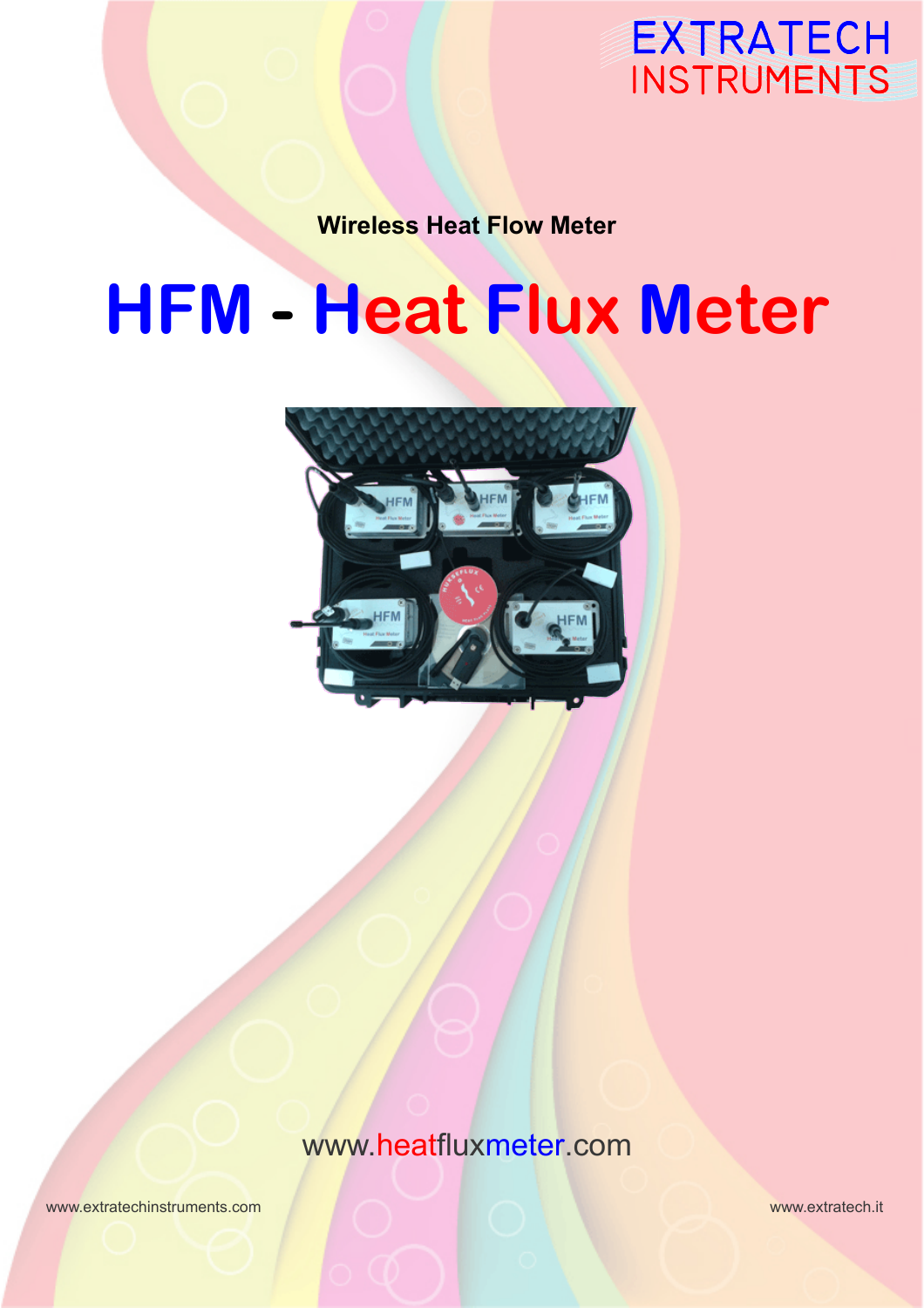EXTRATECH INSTRUMENTS

**Wireless Heat Flow Meter**

# HFM - Heat Flux Meter

www.heatfluxmeter.com

www.extratechinstruments.com

www.extratech.it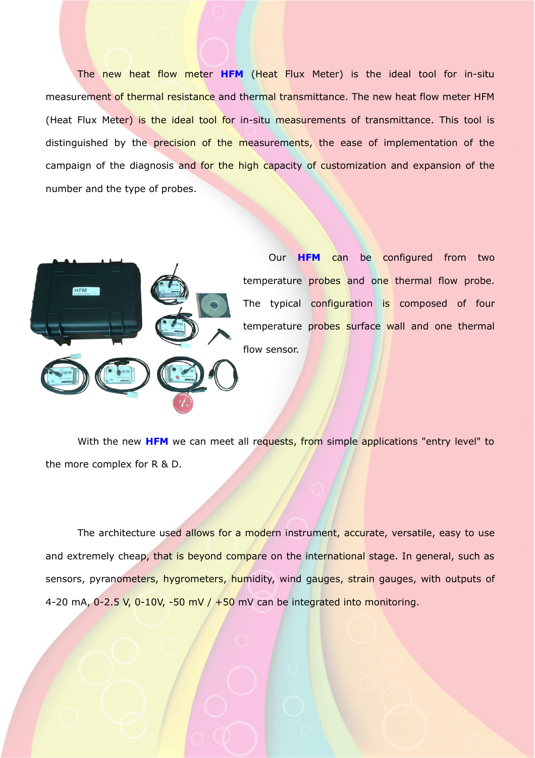The new heat flow meter **HFM** (Heat Flux Meter) is the ideal tool for in-situ measurement of thermal resistance and thermal transmittance. The new heat flow meter HFM (Heat Flux Meter) is the ideal tool for in-situ measurements of transmittance. This tool is distinguished by the precision of the measurements, the ease of implementation of the campaign of the diagnosis and for the high capacity of customization and expansion of the number and the type of probes.

Our **HFM** can be configured from two temperature probes and one thermal flow probe. The typical configuration is composed of four temperature probes surface wall and one thermal flow sensor.

With the new **HFM** we can meet all requests, from simple applications "entry level" to the more complex for R & D.

The architecture used allows for a modern instrument, accurate, versatile, easy to use and extremely cheap, that is beyond compare on the international stage. In general, such as sensors, pyranometers, hygrometers, humidity, wind gauges, strain gauges, with outputs of 4-20 mA, 0-2.5 V, 0-10V, -50 mV / +50 mV can be integrated into monitoring.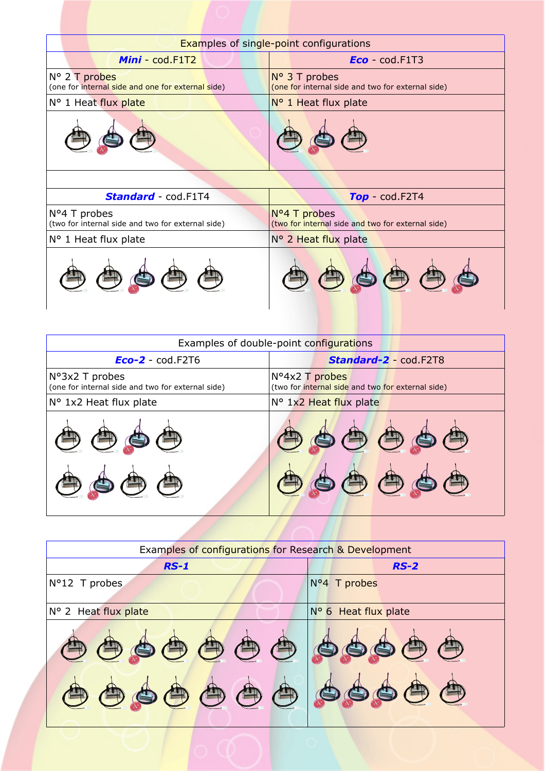| Examples of single-point configurations | |
|---|---|
| ***Mini*** - cod.F1T2 | ***Eco*** - cod.F1T3 |
| N° 2 T probes (one for internal side and one for external side) | N° 3 T probes (one for internal side and two for external side) |
| N° 1 Heat flux plate | N° 1 Heat flux plate |
| ***Standard*** - cod.F1T4 | ***Top*** - cod.F2T4 |
| N°4 T probes (two for internal side and two for external side) | N°4 T probes (two for internal side and two for external side) |
| N° 1 Heat flux plate | N° 2 Heat flux plate |

| Examples of double-point configurations | |
|---|---|
| ***Eco-2*** - cod.F2T6 | ***Standard-2*** - cod.F2T8 |
| N°3x2 T probes (one for internal side and two for external side) | N°4x2 T probes (two for internal side and two for external side) |
| N° 1x2 Heat flux plate | N° 1x2 Heat flux plate |

| Examples of configurations for Research & Development | |
|---|---|
| ***RS-1*** | ***RS-2*** |
| N°12 T probes | N°4 T probes |
| N° 2 Heat flux plate | N° 6 Heat flux plate |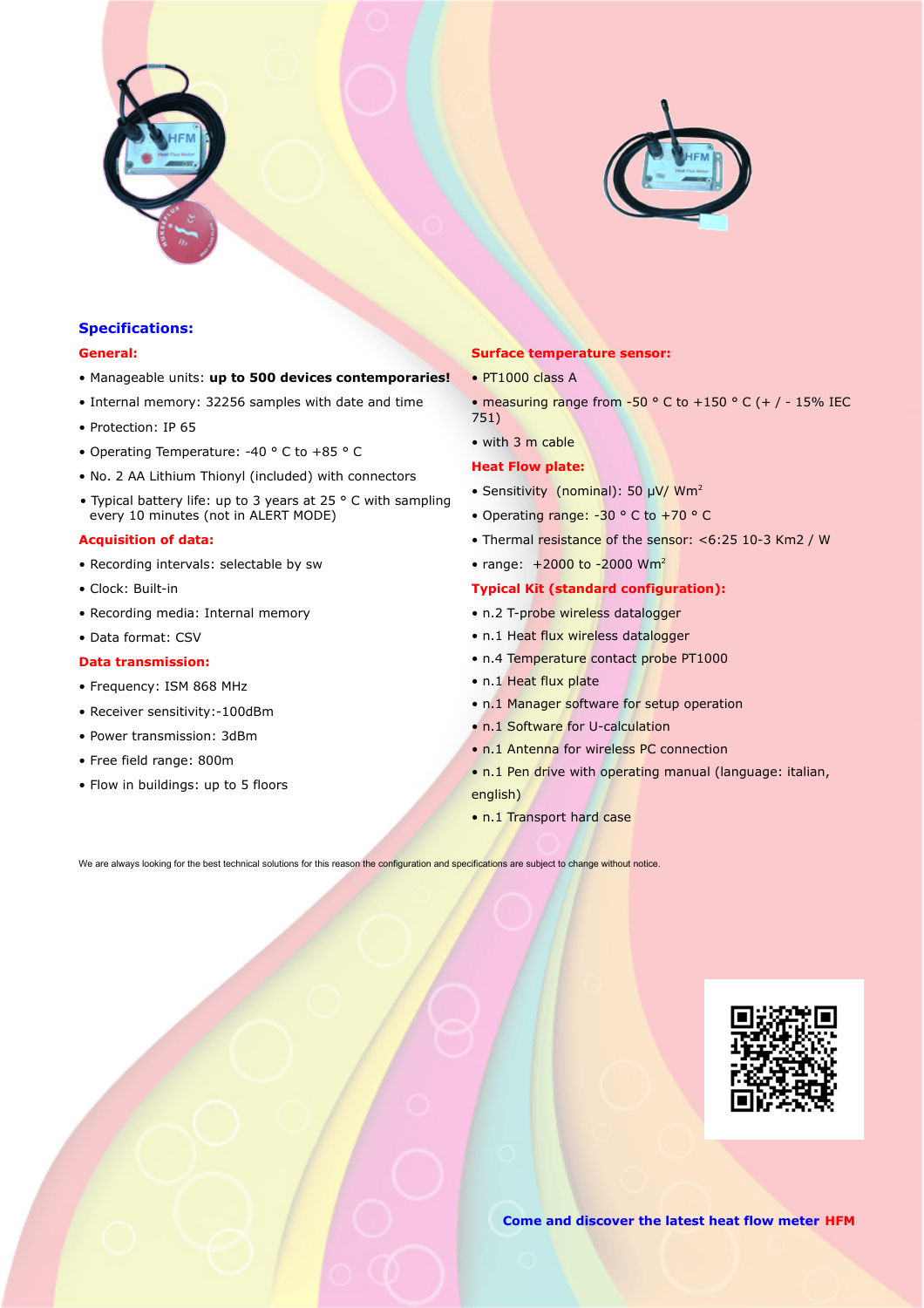## Specifications:

### General:

- Manageable units: **up to 500 devices contemporaries!**
- Internal memory: 32256 samples with date and time
- Protection: IP 65
- Operating Temperature: -40 ° C to +85 ° C
- No. 2 AA Lithium Thionyl (included) with connectors
- Typical battery life: up to 3 years at 25 ° C with sampling every 10 minutes (not in ALERT MODE)

### Acquisition of data:

- Recording intervals: selectable by sw
- Clock: Built-in
- Recording media: Internal memory
- Data format: CSV

### Data transmission:

- Frequency: ISM 868 MHz
- Receiver sensitivity:-100dBm
- Power transmission: 3dBm
- Free field range: 800m
- Flow in buildings: up to 5 floors

### Surface temperature sensor:

- PT1000 class A
- measuring range from -50 ° C to +150 ° C (+ / - 15% IEC 751)
- with 3 m cable

### Heat Flow plate:

- Sensitivity (nominal): 50 µV/ Wm²
- Operating range: -30 ° C to +70 ° C
- Thermal resistance of the sensor: <6:25 10-3 Km2 / W
- range: +2000 to -2000 Wm²

### Typical Kit (standard configuration):

- n.2 T-probe wireless datalogger
- n.1 Heat flux wireless datalogger
- n.4 Temperature contact probe PT1000
- n.1 Heat flux plate
- n.1 Manager software for setup operation
- n.1 Software for U-calculation
- n.1 Antenna for wireless PC connection
- n.1 Pen drive with operating manual (language: italian, english)
- n.1 Transport hard case

We are always looking for the best technical solutions for this reason the configuration and specifications are subject to change without notice.

**Come and discover the latest heat flow meter HFM**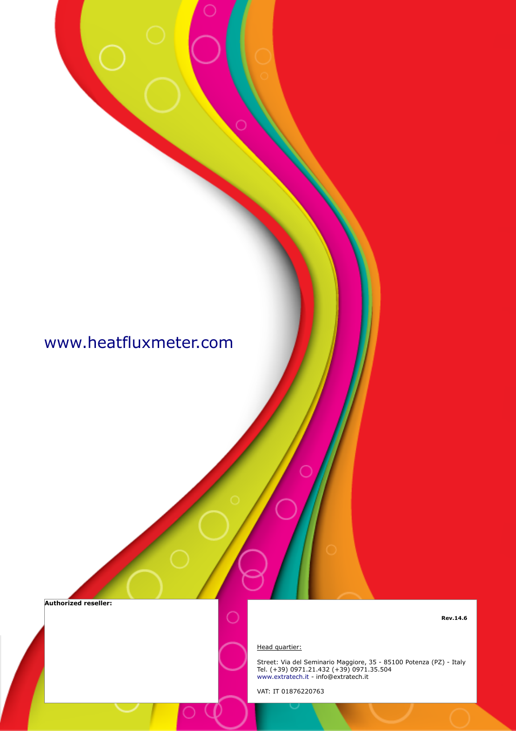www.heatfluxmeter.com

**Authorized reseller:**

**Rev.14.6**

Head quartier:

Street: Via del Seminario Maggiore, 35 - 85100 Potenza (PZ) - Italy
Tel. (+39) 0971.21.432 (+39) 0971.35.504
www.extratech.it - info@extratech.it

VAT: IT 01876220763